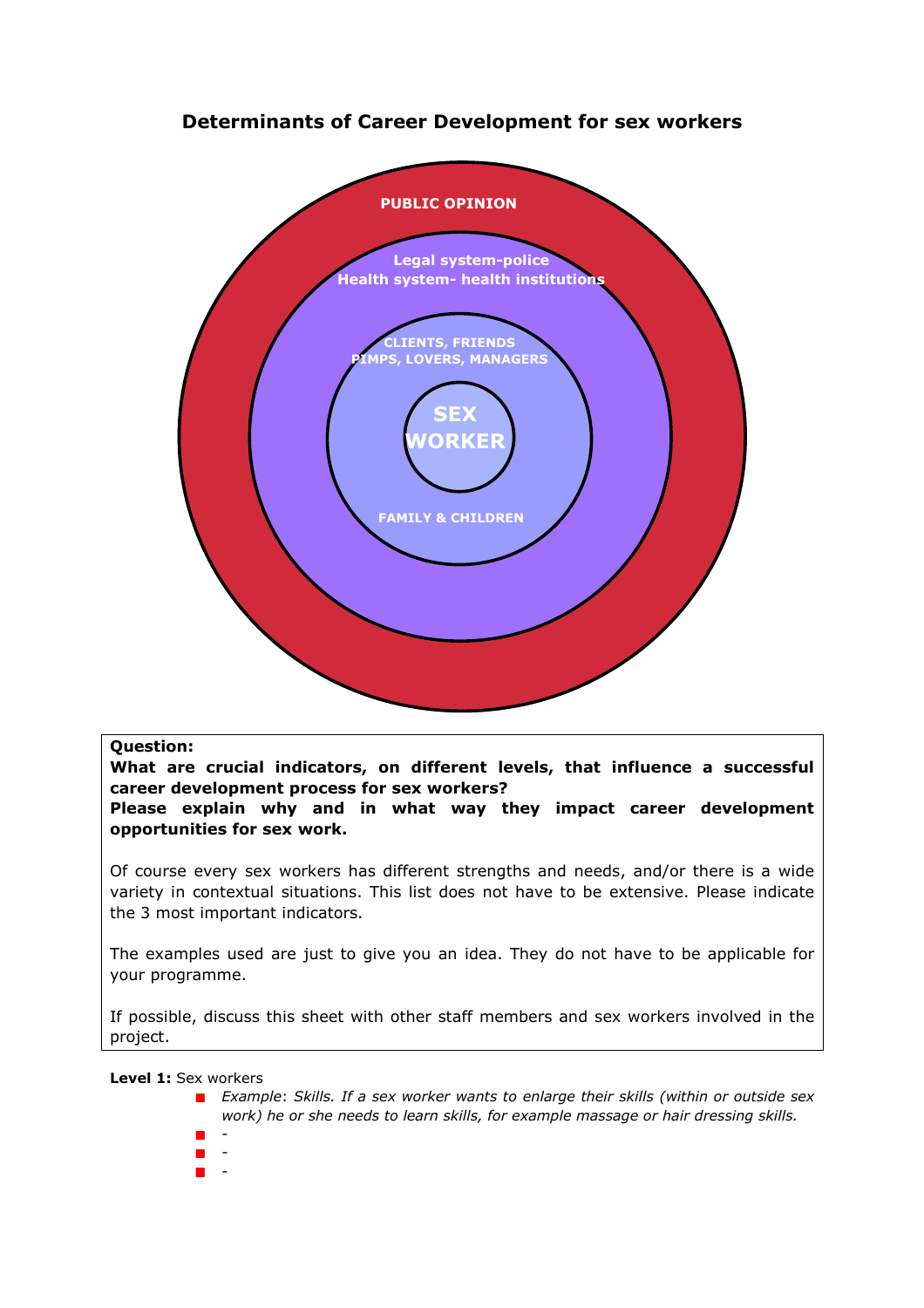# Determinants of Career Development for sex workers

PUBLIC OPINION

Legal system-police
Health system- health institutions

CLIENTS, FRIENDS
PIMPS, LOVERS, MANAGERS

SEX WORKER

FAMILY & CHILDREN

**Question:**
**What are crucial indicators, on different levels, that influence a successful career development process for sex workers?**
**Please explain why and in what way they impact career development opportunities for sex work.**

Of course every sex workers has different strengths and needs, and/or there is a wide variety in contextual situations. This list does not have to be extensive. Please indicate the 3 most important indicators.

The examples used are just to give you an idea. They do not have to be applicable for your programme.

If possible, discuss this sheet with other staff members and sex workers involved in the project.

**Level 1:** Sex workers

- *Example*: *Skills. If a sex worker wants to enlarge their skills (within or outside sex work) he or she needs to learn skills, for example massage or hair dressing skills.*
- -
- -
- -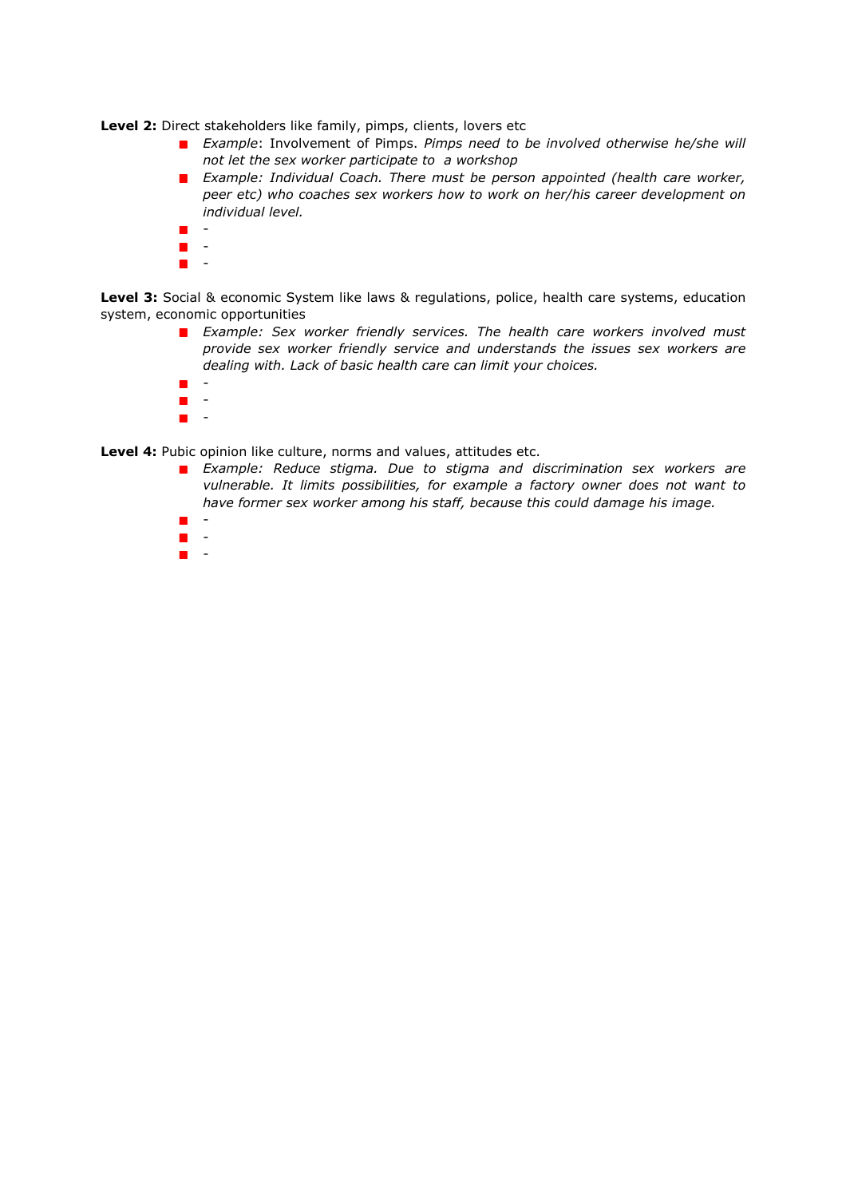**Level 2:** Direct stakeholders like family, pimps, clients, lovers etc

- *Example*: Involvement of Pimps. *Pimps need to be involved otherwise he/she will not let the sex worker participate to a workshop*
- *Example: Individual Coach. There must be person appointed (health care worker, peer etc) who coaches sex workers how to work on her/his career development on individual level.*
- -
- -
- -

**Level 3:** Social & economic System like laws & regulations, police, health care systems, education system, economic opportunities

- *Example: Sex worker friendly services. The health care workers involved must provide sex worker friendly service and understands the issues sex workers are dealing with. Lack of basic health care can limit your choices.*
- -
- -
- -

**Level 4:** Pubic opinion like culture, norms and values, attitudes etc.

- *Example: Reduce stigma. Due to stigma and discrimination sex workers are vulnerable. It limits possibilities, for example a factory owner does not want to have former sex worker among his staff, because this could damage his image.*
- -
- -
- -